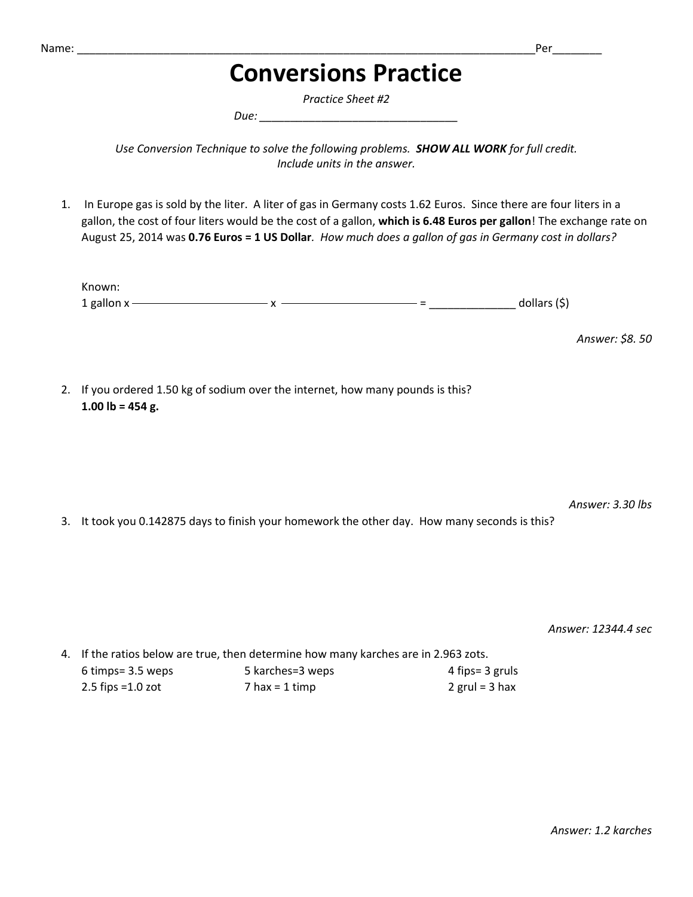Name: ___________________________________________________________________________Per________

# Conversions Practice

*Practice Sheet #2*

*Due:* ________________________________

*Use Conversion Technique to solve the following problems.* ***SHOW ALL WORK*** *for full credit.*
*Include units in the answer.*

1. In Europe gas is sold by the liter. A liter of gas in Germany costs 1.62 Euros. Since there are four liters in a gallon, the cost of four liters would be the cost of a gallon, **which is 6.48 Euros per gallon**! The exchange rate on August 25, 2014 was **0.76 Euros = 1 US Dollar**. *How much does a gallon of gas in Germany cost in dollars?*

   Known:
   1 gallon x ______________ x ______________ = _____________ dollars ($)

   *Answer: $8. 50*

2. If you ordered 1.50 kg of sodium over the internet, how many pounds is this?
   **1.00 lb = 454 g.**

   *Answer: 3.30 lbs*

3. It took you 0.142875 days to finish your homework the other day. How many seconds is this?

   *Answer: 12344.4 sec*

4. If the ratios below are true, then determine how many karches are in 2.963 zots.

   6 timps= 3.5 weps
   5 karches=3 weps
   4 fips= 3 gruls
   2.5 fips =1.0 zot
   7 hax = 1 timp
   2 grul = 3 hax

   *Answer: 1.2 karches*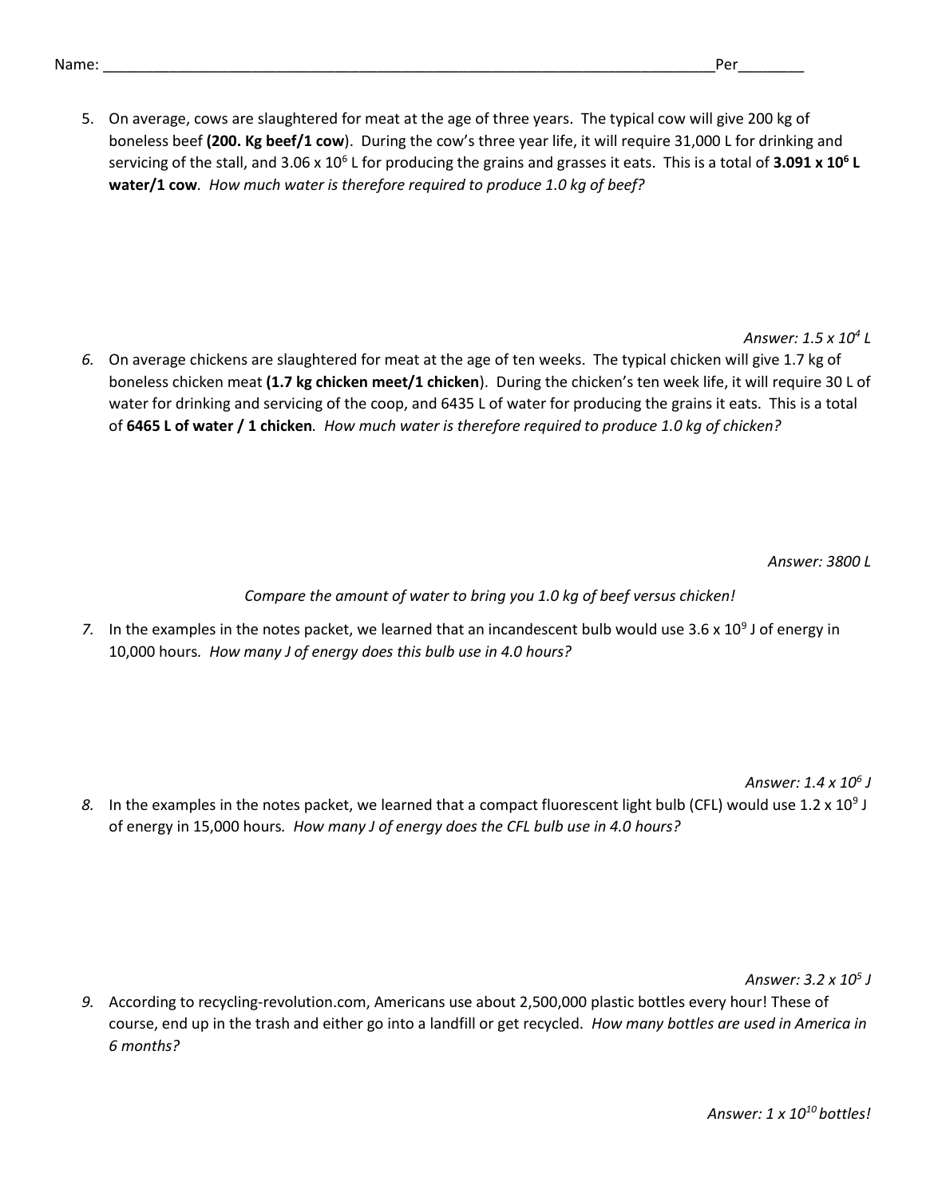Name: ___________________________________________________________________________Per________

5. On average, cows are slaughtered for meat at the age of three years. The typical cow will give 200 kg of boneless beef **(200. Kg beef/1 cow)**. During the cow's three year life, it will require 31,000 L for drinking and servicing of the stall, and $3.06 \times 10^6$ L for producing the grains and grasses it eats. This is a total of **$3.091 \times 10^6$ L water/1 cow**. *How much water is therefore required to produce 1.0 kg of beef?*

*Answer: $1.5 \times 10^4$ L*

6. On average chickens are slaughtered for meat at the age of ten weeks. The typical chicken will give 1.7 kg of boneless chicken meat **(1.7 kg chicken meet/1 chicken)**. During the chicken's ten week life, it will require 30 L of water for drinking and servicing of the coop, and 6435 L of water for producing the grains it eats. This is a total of **6465 L of water / 1 chicken**. *How much water is therefore required to produce 1.0 kg of chicken?*

*Answer: 3800 L*

*Compare the amount of water to bring you 1.0 kg of beef versus chicken!*

7. In the examples in the notes packet, we learned that an incandescent bulb would use $3.6 \times 10^9$ J of energy in 10,000 hours. *How many J of energy does this bulb use in 4.0 hours?*

*Answer: $1.4 \times 10^6$ J*

8. In the examples in the notes packet, we learned that a compact fluorescent light bulb (CFL) would use $1.2 \times 10^9$ J of energy in 15,000 hours. *How many J of energy does the CFL bulb use in 4.0 hours?*

*Answer: $3.2 \times 10^5$ J*

9. According to recycling-revolution.com, Americans use about 2,500,000 plastic bottles every hour! These of course, end up in the trash and either go into a landfill or get recycled. *How many bottles are used in America in 6 months?*

*Answer: $1 \times 10^{10}$ bottles!*